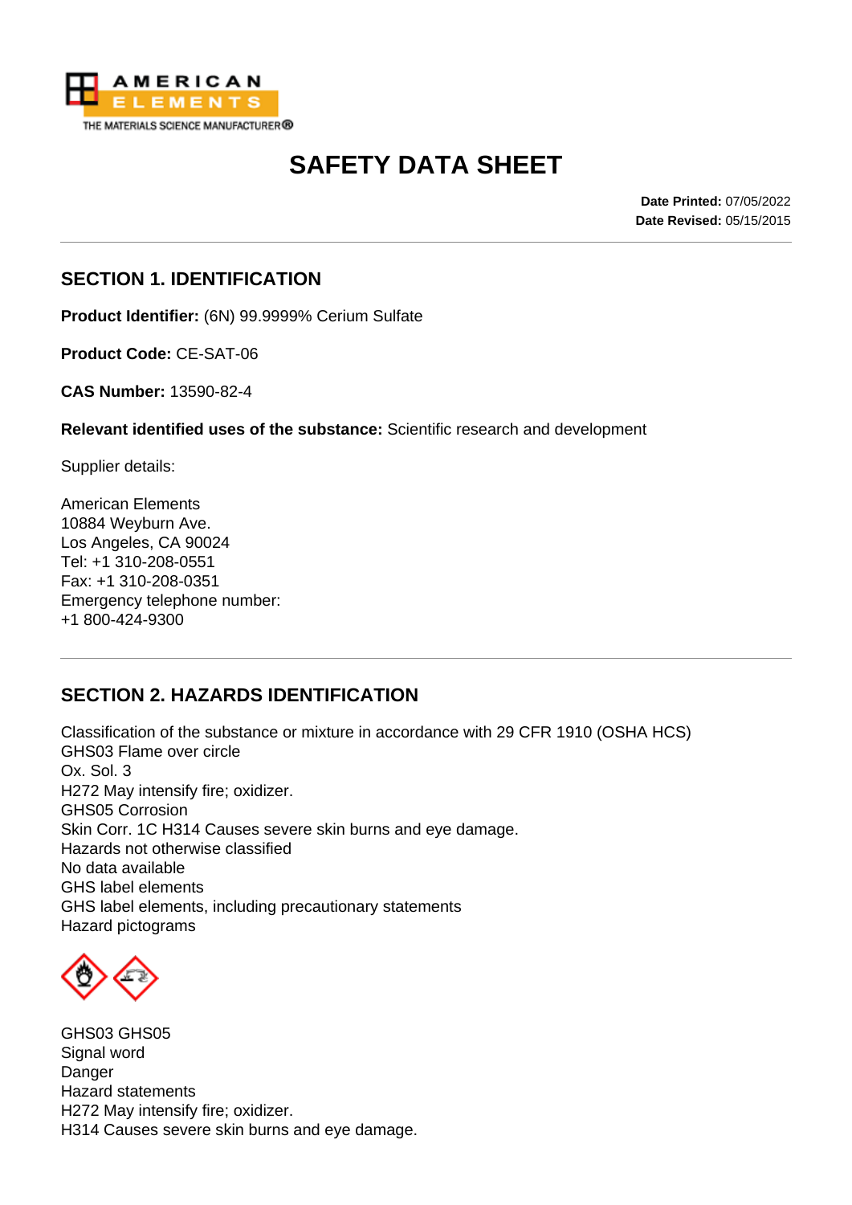AMERICAN ELEMENTS
THE MATERIALS SCIENCE MANUFACTURER®

# SAFETY DATA SHEET

**Date Printed:** 07/05/2022
**Date Revised:** 05/15/2015

## SECTION 1. IDENTIFICATION

**Product Identifier:** (6N) 99.9999% Cerium Sulfate

**Product Code:** CE-SAT-06

**CAS Number:** 13590-82-4

**Relevant identified uses of the substance:** Scientific research and development

Supplier details:

American Elements
10884 Weyburn Ave.
Los Angeles, CA 90024
Tel: +1 310-208-0551
Fax: +1 310-208-0351
Emergency telephone number:
+1 800-424-9300

## SECTION 2. HAZARDS IDENTIFICATION

Classification of the substance or mixture in accordance with 29 CFR 1910 (OSHA HCS)
GHS03 Flame over circle
Ox. Sol. 3
H272 May intensify fire; oxidizer.
GHS05 Corrosion
Skin Corr. 1C H314 Causes severe skin burns and eye damage.
Hazards not otherwise classified
No data available
GHS label elements
GHS label elements, including precautionary statements
Hazard pictograms

GHS03 GHS05
Signal word
Danger
Hazard statements
H272 May intensify fire; oxidizer.
H314 Causes severe skin burns and eye damage.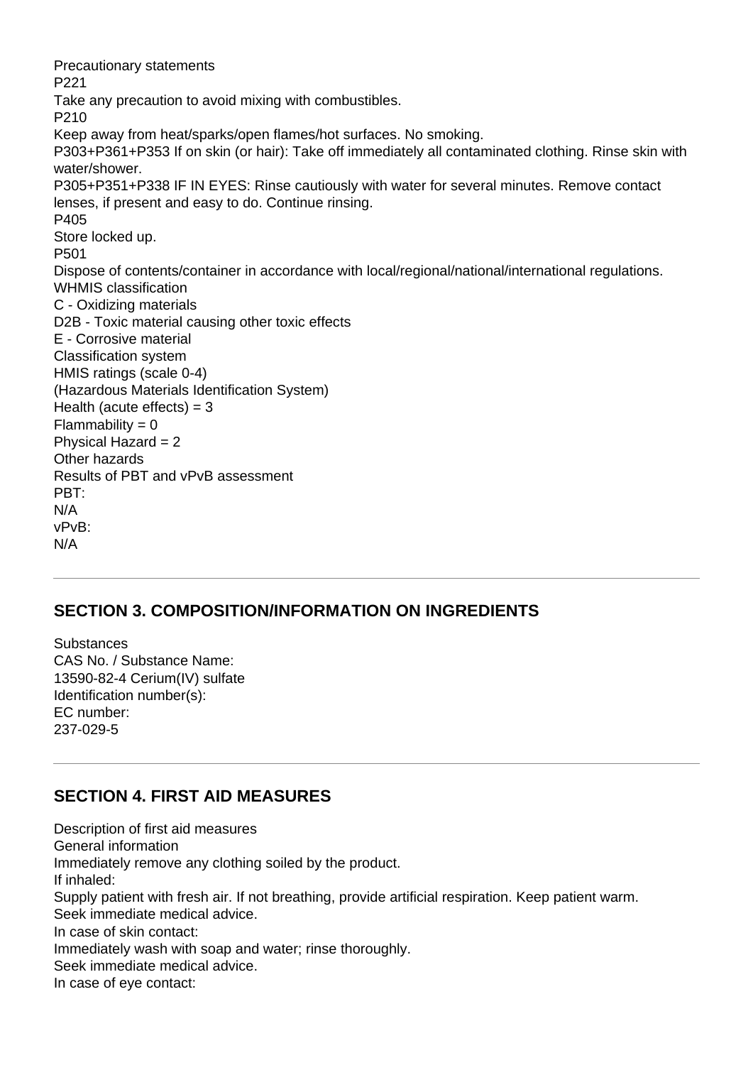Precautionary statements

P221

Take any precaution to avoid mixing with combustibles.

P210

Keep away from heat/sparks/open flames/hot surfaces. No smoking.

P303+P361+P353 If on skin (or hair): Take off immediately all contaminated clothing. Rinse skin with water/shower.

P305+P351+P338 IF IN EYES: Rinse cautiously with water for several minutes. Remove contact lenses, if present and easy to do. Continue rinsing.

P405

Store locked up.

P501

Dispose of contents/container in accordance with local/regional/national/international regulations.

WHMIS classification

C - Oxidizing materials

D2B - Toxic material causing other toxic effects

E - Corrosive material

Classification system

HMIS ratings (scale 0-4)

(Hazardous Materials Identification System)

Health (acute effects) = 3

Flammability = 0

Physical Hazard = 2

Other hazards

Results of PBT and vPvB assessment

PBT:

N/A

vPvB:

N/A

## SECTION 3. COMPOSITION/INFORMATION ON INGREDIENTS

Substances

CAS No. / Substance Name:

13590-82-4 Cerium(IV) sulfate

Identification number(s):

EC number:

237-029-5

## SECTION 4. FIRST AID MEASURES

Description of first aid measures

General information

Immediately remove any clothing soiled by the product.

If inhaled:

Supply patient with fresh air. If not breathing, provide artificial respiration. Keep patient warm.

Seek immediate medical advice.

In case of skin contact:

Immediately wash with soap and water; rinse thoroughly.

Seek immediate medical advice.

In case of eye contact: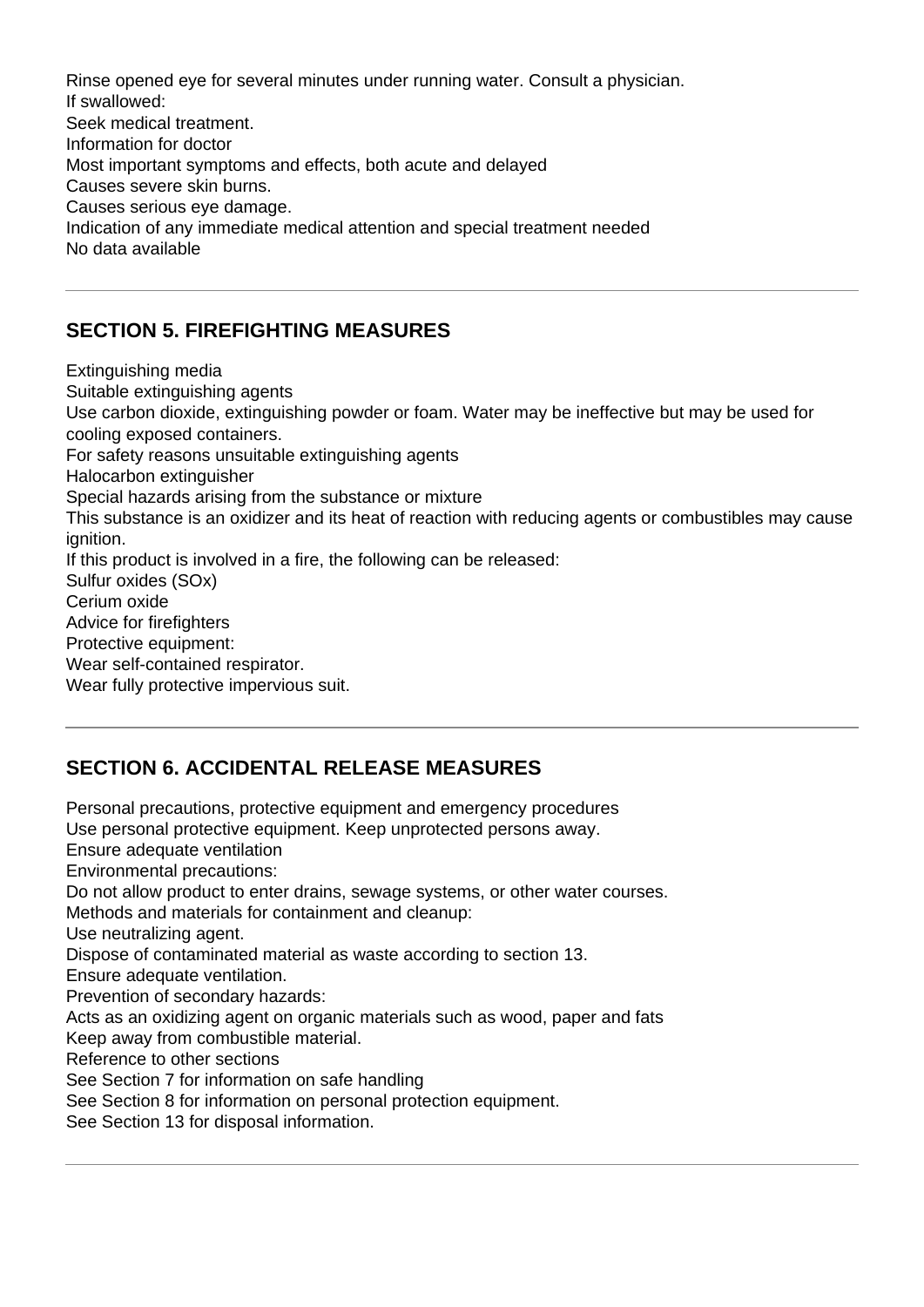Rinse opened eye for several minutes under running water. Consult a physician.
If swallowed:
Seek medical treatment.
Information for doctor
Most important symptoms and effects, both acute and delayed
Causes severe skin burns.
Causes serious eye damage.
Indication of any immediate medical attention and special treatment needed
No data available

---

## SECTION 5. FIREFIGHTING MEASURES

Extinguishing media
Suitable extinguishing agents
Use carbon dioxide, extinguishing powder or foam. Water may be ineffective but may be used for cooling exposed containers.
For safety reasons unsuitable extinguishing agents
Halocarbon extinguisher
Special hazards arising from the substance or mixture
This substance is an oxidizer and its heat of reaction with reducing agents or combustibles may cause ignition.
If this product is involved in a fire, the following can be released:
Sulfur oxides (SOx)
Cerium oxide
Advice for firefighters
Protective equipment:
Wear self-contained respirator.
Wear fully protective impervious suit.

---

## SECTION 6. ACCIDENTAL RELEASE MEASURES

Personal precautions, protective equipment and emergency procedures
Use personal protective equipment. Keep unprotected persons away.
Ensure adequate ventilation
Environmental precautions:
Do not allow product to enter drains, sewage systems, or other water courses.
Methods and materials for containment and cleanup:
Use neutralizing agent.
Dispose of contaminated material as waste according to section 13.
Ensure adequate ventilation.
Prevention of secondary hazards:
Acts as an oxidizing agent on organic materials such as wood, paper and fats
Keep away from combustible material.
Reference to other sections
See Section 7 for information on safe handling
See Section 8 for information on personal protection equipment.
See Section 13 for disposal information.

---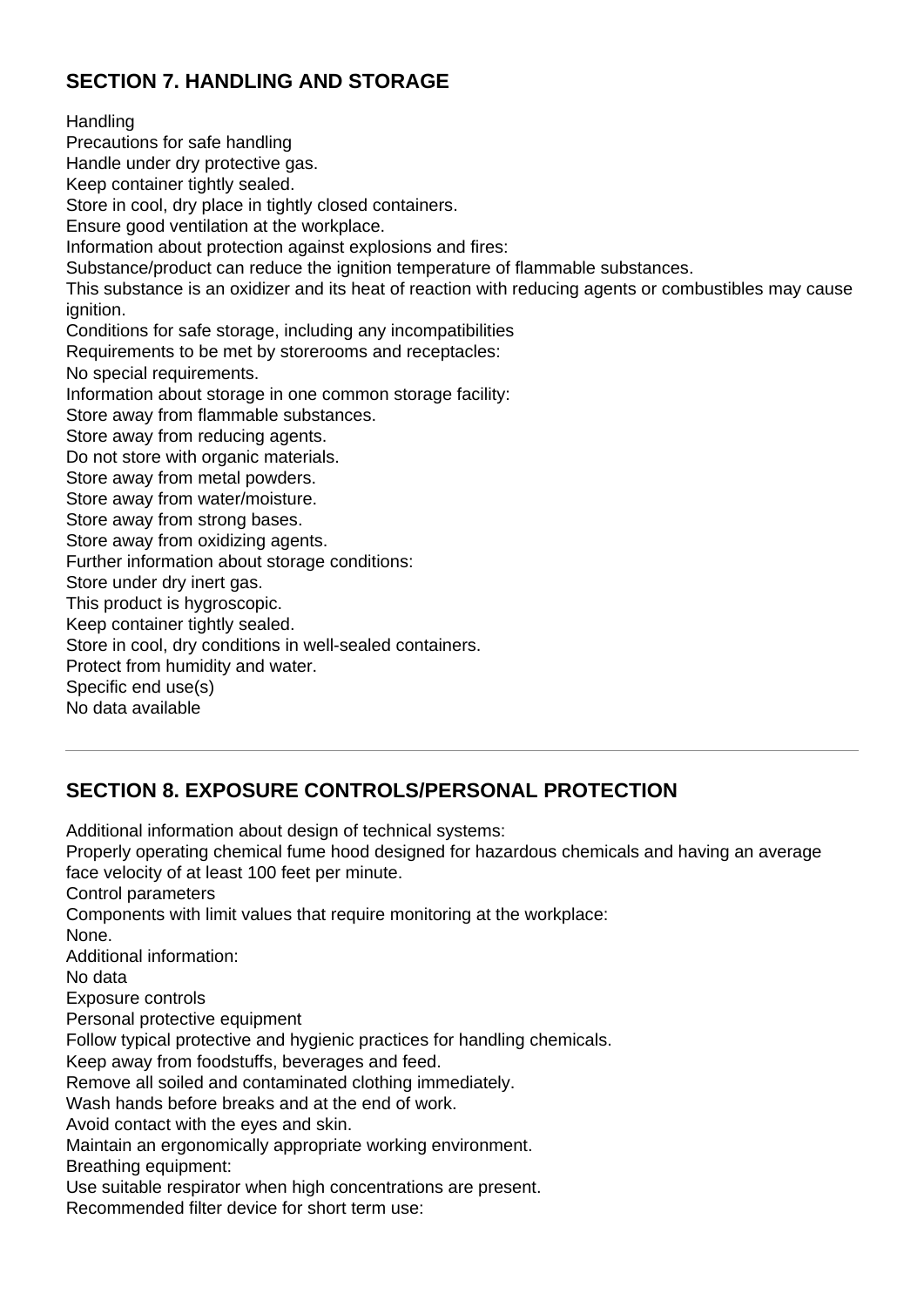## SECTION 7. HANDLING AND STORAGE

Handling
Precautions for safe handling
Handle under dry protective gas.
Keep container tightly sealed.
Store in cool, dry place in tightly closed containers.
Ensure good ventilation at the workplace.
Information about protection against explosions and fires:
Substance/product can reduce the ignition temperature of flammable substances.
This substance is an oxidizer and its heat of reaction with reducing agents or combustibles may cause ignition.
Conditions for safe storage, including any incompatibilities
Requirements to be met by storerooms and receptacles:
No special requirements.
Information about storage in one common storage facility:
Store away from flammable substances.
Store away from reducing agents.
Do not store with organic materials.
Store away from metal powders.
Store away from water/moisture.
Store away from strong bases.
Store away from oxidizing agents.
Further information about storage conditions:
Store under dry inert gas.
This product is hygroscopic.
Keep container tightly sealed.
Store in cool, dry conditions in well-sealed containers.
Protect from humidity and water.
Specific end use(s)
No data available

---

## SECTION 8. EXPOSURE CONTROLS/PERSONAL PROTECTION

Additional information about design of technical systems:
Properly operating chemical fume hood designed for hazardous chemicals and having an average face velocity of at least 100 feet per minute.
Control parameters
Components with limit values that require monitoring at the workplace:
None.
Additional information:
No data
Exposure controls
Personal protective equipment
Follow typical protective and hygienic practices for handling chemicals.
Keep away from foodstuffs, beverages and feed.
Remove all soiled and contaminated clothing immediately.
Wash hands before breaks and at the end of work.
Avoid contact with the eyes and skin.
Maintain an ergonomically appropriate working environment.
Breathing equipment:
Use suitable respirator when high concentrations are present.
Recommended filter device for short term use: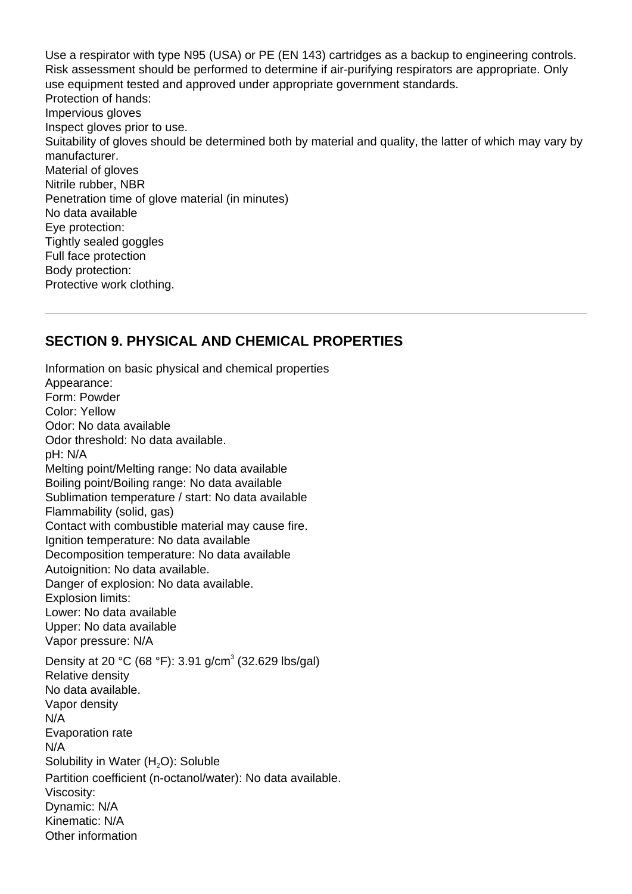Use a respirator with type N95 (USA) or PE (EN 143) cartridges as a backup to engineering controls. Risk assessment should be performed to determine if air-purifying respirators are appropriate. Only use equipment tested and approved under appropriate government standards.
Protection of hands:
Impervious gloves
Inspect gloves prior to use.
Suitability of gloves should be determined both by material and quality, the latter of which may vary by manufacturer.
Material of gloves
Nitrile rubber, NBR
Penetration time of glove material (in minutes)
No data available
Eye protection:
Tightly sealed goggles
Full face protection
Body protection:
Protective work clothing.

---

## SECTION 9. PHYSICAL AND CHEMICAL PROPERTIES

Information on basic physical and chemical properties
Appearance:
Form: Powder
Color: Yellow
Odor: No data available
Odor threshold: No data available.
pH: N/A
Melting point/Melting range: No data available
Boiling point/Boiling range: No data available
Sublimation temperature / start: No data available
Flammability (solid, gas)
Contact with combustible material may cause fire.
Ignition temperature: No data available
Decomposition temperature: No data available
Autoignition: No data available.
Danger of explosion: No data available.
Explosion limits:
Lower: No data available
Upper: No data available
Vapor pressure: N/A
Density at 20 °C (68 °F): 3.91 g/cm$^3$ (32.629 lbs/gal)
Relative density
No data available.
Vapor density
N/A
Evaporation rate
N/A
Solubility in Water ($H_2O$): Soluble
Partition coefficient (n-octanol/water): No data available.
Viscosity:
Dynamic: N/A
Kinematic: N/A
Other information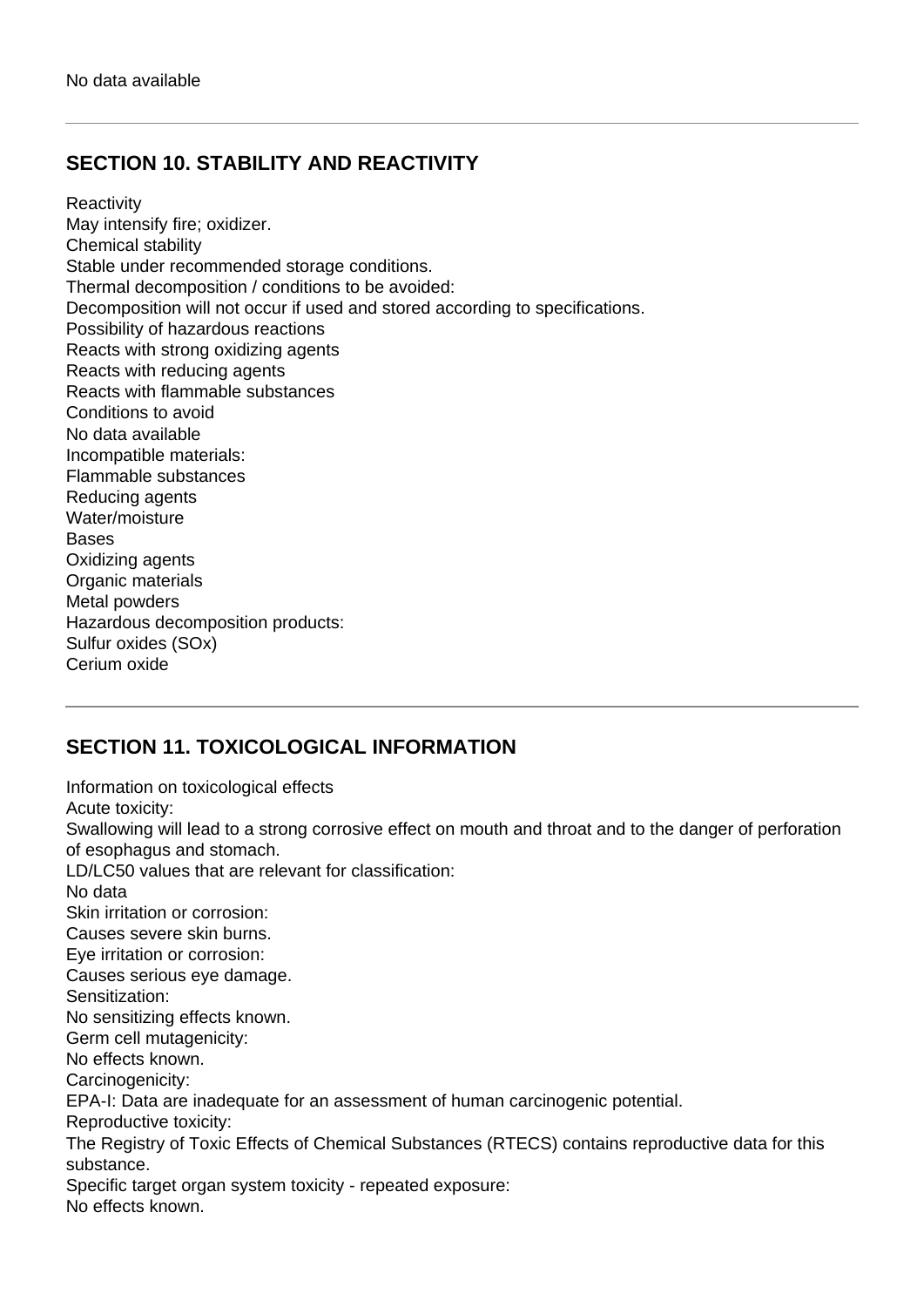No data available

## SECTION 10. STABILITY AND REACTIVITY

Reactivity
May intensify fire; oxidizer.
Chemical stability
Stable under recommended storage conditions.
Thermal decomposition / conditions to be avoided:
Decomposition will not occur if used and stored according to specifications.
Possibility of hazardous reactions
Reacts with strong oxidizing agents
Reacts with reducing agents
Reacts with flammable substances
Conditions to avoid
No data available
Incompatible materials:
Flammable substances
Reducing agents
Water/moisture
Bases
Oxidizing agents
Organic materials
Metal powders
Hazardous decomposition products:
Sulfur oxides ($SO_x$)
Cerium oxide

## SECTION 11. TOXICOLOGICAL INFORMATION

Information on toxicological effects
Acute toxicity:
Swallowing will lead to a strong corrosive effect on mouth and throat and to the danger of perforation of esophagus and stomach.
LD/LC50 values that are relevant for classification:
No data
Skin irritation or corrosion:
Causes severe skin burns.
Eye irritation or corrosion:
Causes serious eye damage.
Sensitization:
No sensitizing effects known.
Germ cell mutagenicity:
No effects known.
Carcinogenicity:
EPA-I: Data are inadequate for an assessment of human carcinogenic potential.
Reproductive toxicity:
The Registry of Toxic Effects of Chemical Substances (RTECS) contains reproductive data for this substance.
Specific target organ system toxicity - repeated exposure:
No effects known.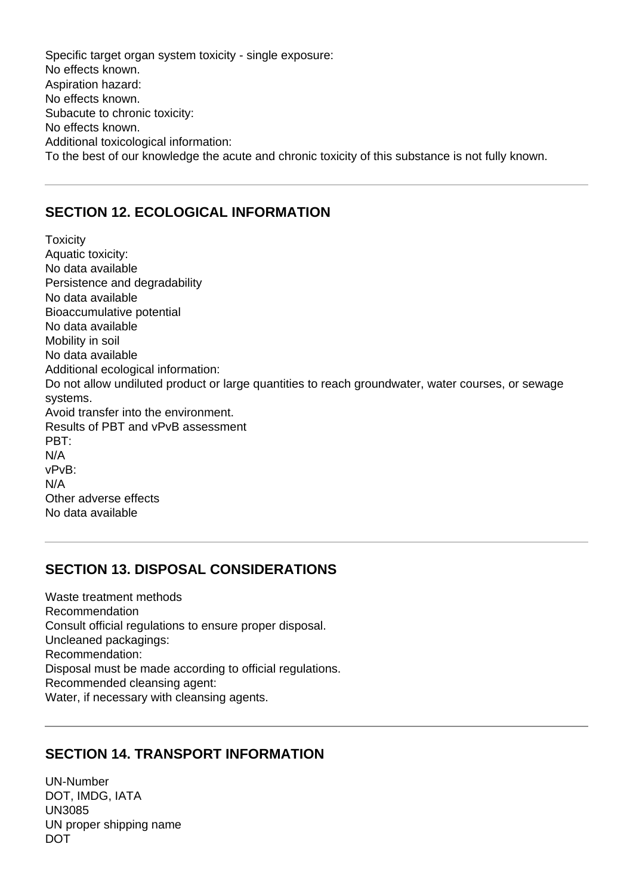Specific target organ system toxicity - single exposure:
No effects known.
Aspiration hazard:
No effects known.
Subacute to chronic toxicity:
No effects known.
Additional toxicological information:
To the best of our knowledge the acute and chronic toxicity of this substance is not fully known.

---

## SECTION 12. ECOLOGICAL INFORMATION

Toxicity
Aquatic toxicity:
No data available
Persistence and degradability
No data available
Bioaccumulative potential
No data available
Mobility in soil
No data available
Additional ecological information:
Do not allow undiluted product or large quantities to reach groundwater, water courses, or sewage systems.
Avoid transfer into the environment.
Results of PBT and vPvB assessment
PBT:
N/A
vPvB:
N/A
Other adverse effects
No data available

---

## SECTION 13. DISPOSAL CONSIDERATIONS

Waste treatment methods
Recommendation
Consult official regulations to ensure proper disposal.
Uncleaned packagings:
Recommendation:
Disposal must be made according to official regulations.
Recommended cleansing agent:
Water, if necessary with cleansing agents.

---

## SECTION 14. TRANSPORT INFORMATION

UN-Number
DOT, IMDG, IATA
UN3085
UN proper shipping name
DOT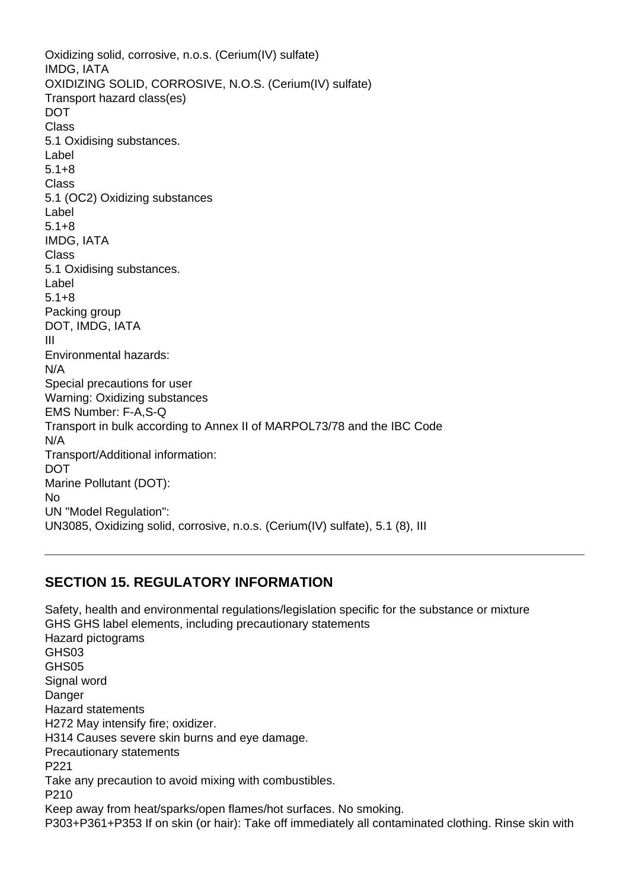Oxidizing solid, corrosive, n.o.s. (Cerium(IV) sulfate)
IMDG, IATA
OXIDIZING SOLID, CORROSIVE, N.O.S. (Cerium(IV) sulfate)
Transport hazard class(es)
DOT
Class
5.1 Oxidising substances.
Label
5.1+8
Class
5.1 (OC2) Oxidizing substances
Label
5.1+8
IMDG, IATA
Class
5.1 Oxidising substances.
Label
5.1+8
Packing group
DOT, IMDG, IATA
III
Environmental hazards:
N/A
Special precautions for user
Warning: Oxidizing substances
EMS Number: F-A,S-Q
Transport in bulk according to Annex II of MARPOL73/78 and the IBC Code
N/A
Transport/Additional information:
DOT
Marine Pollutant (DOT):
No
UN "Model Regulation":
UN3085, Oxidizing solid, corrosive, n.o.s. (Cerium(IV) sulfate), 5.1 (8), III

---

## SECTION 15. REGULATORY INFORMATION

Safety, health and environmental regulations/legislation specific for the substance or mixture
GHS GHS label elements, including precautionary statements
Hazard pictograms
GHS03
GHS05
Signal word
Danger
Hazard statements
H272 May intensify fire; oxidizer.
H314 Causes severe skin burns and eye damage.
Precautionary statements
P221
Take any precaution to avoid mixing with combustibles.
P210
Keep away from heat/sparks/open flames/hot surfaces. No smoking.
P303+P361+P353 If on skin (or hair): Take off immediately all contaminated clothing. Rinse skin with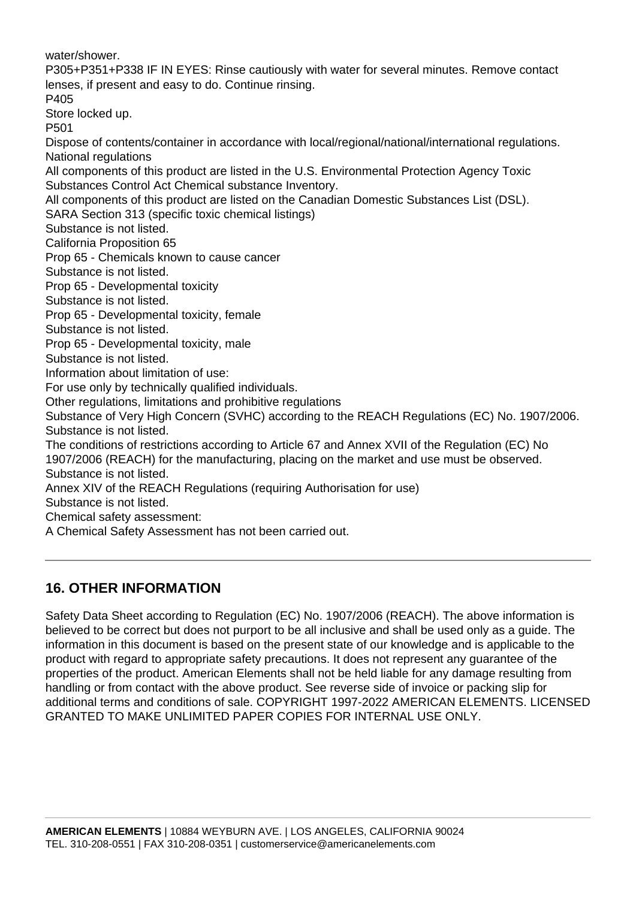water/shower.
P305+P351+P338 IF IN EYES: Rinse cautiously with water for several minutes. Remove contact lenses, if present and easy to do. Continue rinsing.
P405
Store locked up.
P501
Dispose of contents/container in accordance with local/regional/national/international regulations.
National regulations
All components of this product are listed in the U.S. Environmental Protection Agency Toxic Substances Control Act Chemical substance Inventory.
All components of this product are listed on the Canadian Domestic Substances List (DSL).
SARA Section 313 (specific toxic chemical listings)
Substance is not listed.
California Proposition 65
Prop 65 - Chemicals known to cause cancer
Substance is not listed.
Prop 65 - Developmental toxicity
Substance is not listed.
Prop 65 - Developmental toxicity, female
Substance is not listed.
Prop 65 - Developmental toxicity, male
Substance is not listed.
Information about limitation of use:
For use only by technically qualified individuals.
Other regulations, limitations and prohibitive regulations
Substance of Very High Concern (SVHC) according to the REACH Regulations (EC) No. 1907/2006.
Substance is not listed.
The conditions of restrictions according to Article 67 and Annex XVII of the Regulation (EC) No 1907/2006 (REACH) for the manufacturing, placing on the market and use must be observed.
Substance is not listed.
Annex XIV of the REACH Regulations (requiring Authorisation for use)
Substance is not listed.
Chemical safety assessment:
A Chemical Safety Assessment has not been carried out.

## 16. OTHER INFORMATION

Safety Data Sheet according to Regulation (EC) No. 1907/2006 (REACH). The above information is believed to be correct but does not purport to be all inclusive and shall be used only as a guide. The information in this document is based on the present state of our knowledge and is applicable to the product with regard to appropriate safety precautions. It does not represent any guarantee of the properties of the product. American Elements shall not be held liable for any damage resulting from handling or from contact with the above product. See reverse side of invoice or packing slip for additional terms and conditions of sale. COPYRIGHT 1997-2022 AMERICAN ELEMENTS. LICENSED GRANTED TO MAKE UNLIMITED PAPER COPIES FOR INTERNAL USE ONLY.